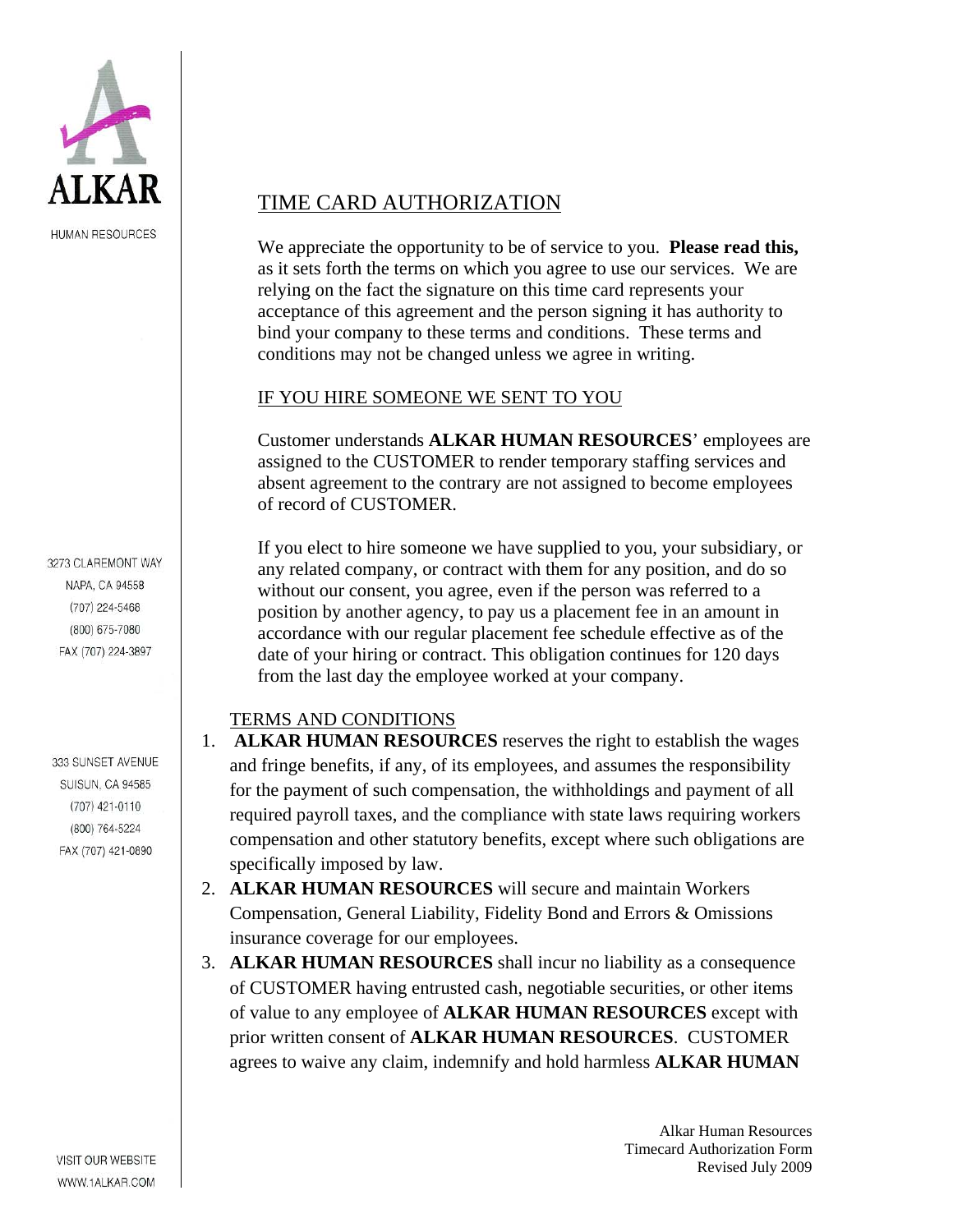ALKAR

HUMAN RESOURCES

3273 CLAREMONT WAY
NAPA, CA 94558
(707) 224-5468
(800) 675-7080
FAX (707) 224-3897

333 SUNSET AVENUE
SUISUN, CA 94585
(707) 421-0110
(800) 764-5224
FAX (707) 421-0890

VISIT OUR WEBSITE
WWW.1ALKAR.COM

## TIME CARD AUTHORIZATION

We appreciate the opportunity to be of service to you. **Please read this,** as it sets forth the terms on which you agree to use our services. We are relying on the fact the signature on this time card represents your acceptance of this agreement and the person signing it has authority to bind your company to these terms and conditions. These terms and conditions may not be changed unless we agree in writing.

### IF YOU HIRE SOMEONE WE SENT TO YOU

Customer understands **ALKAR HUMAN RESOURCES**' employees are assigned to the CUSTOMER to render temporary staffing services and absent agreement to the contrary are not assigned to become employees of record of CUSTOMER.

If you elect to hire someone we have supplied to you, your subsidiary, or any related company, or contract with them for any position, and do so without our consent, you agree, even if the person was referred to a position by another agency, to pay us a placement fee in an amount in accordance with our regular placement fee schedule effective as of the date of your hiring or contract. This obligation continues for 120 days from the last day the employee worked at your company.

### TERMS AND CONDITIONS

1. **ALKAR HUMAN RESOURCES** reserves the right to establish the wages and fringe benefits, if any, of its employees, and assumes the responsibility for the payment of such compensation, the withholdings and payment of all required payroll taxes, and the compliance with state laws requiring workers compensation and other statutory benefits, except where such obligations are specifically imposed by law.
2. **ALKAR HUMAN RESOURCES** will secure and maintain Workers Compensation, General Liability, Fidelity Bond and Errors & Omissions insurance coverage for our employees.
3. **ALKAR HUMAN RESOURCES** shall incur no liability as a consequence of CUSTOMER having entrusted cash, negotiable securities, or other items of value to any employee of **ALKAR HUMAN RESOURCES** except with prior written consent of **ALKAR HUMAN RESOURCES**. CUSTOMER agrees to waive any claim, indemnify and hold harmless **ALKAR HUMAN**

Alkar Human Resources
Timecard Authorization Form
Revised July 2009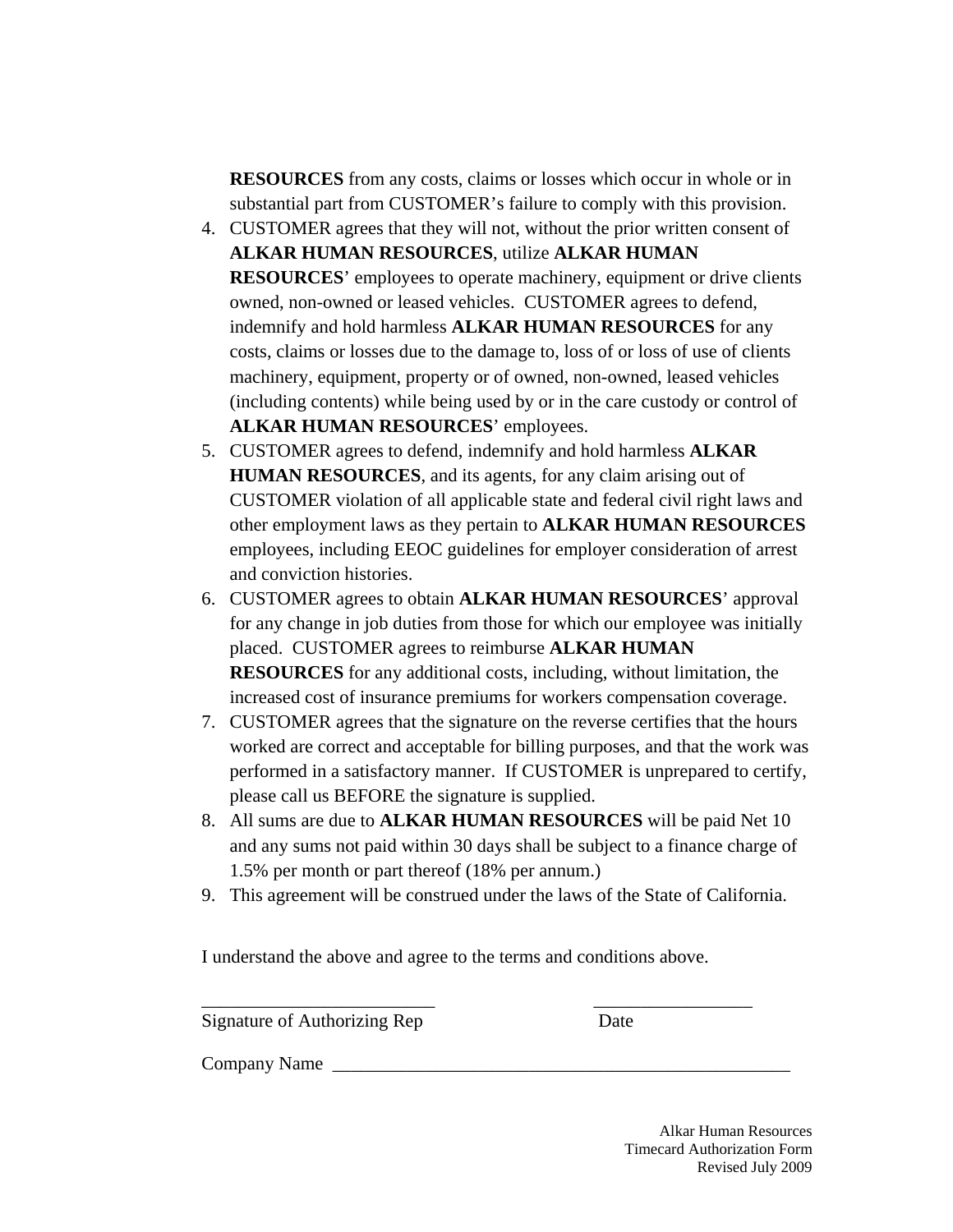**RESOURCES** from any costs, claims or losses which occur in whole or in substantial part from CUSTOMER's failure to comply with this provision.

4. CUSTOMER agrees that they will not, without the prior written consent of **ALKAR HUMAN RESOURCES**, utilize **ALKAR HUMAN RESOURCES**' employees to operate machinery, equipment or drive clients owned, non-owned or leased vehicles. CUSTOMER agrees to defend, indemnify and hold harmless **ALKAR HUMAN RESOURCES** for any costs, claims or losses due to the damage to, loss of or loss of use of clients machinery, equipment, property or of owned, non-owned, leased vehicles (including contents) while being used by or in the care custody or control of **ALKAR HUMAN RESOURCES**' employees.
5. CUSTOMER agrees to defend, indemnify and hold harmless **ALKAR HUMAN RESOURCES**, and its agents, for any claim arising out of CUSTOMER violation of all applicable state and federal civil right laws and other employment laws as they pertain to **ALKAR HUMAN RESOURCES** employees, including EEOC guidelines for employer consideration of arrest and conviction histories.
6. CUSTOMER agrees to obtain **ALKAR HUMAN RESOURCES**' approval for any change in job duties from those for which our employee was initially placed. CUSTOMER agrees to reimburse **ALKAR HUMAN RESOURCES** for any additional costs, including, without limitation, the increased cost of insurance premiums for workers compensation coverage.
7. CUSTOMER agrees that the signature on the reverse certifies that the hours worked are correct and acceptable for billing purposes, and that the work was performed in a satisfactory manner. If CUSTOMER is unprepared to certify, please call us BEFORE the signature is supplied.
8. All sums are due to **ALKAR HUMAN RESOURCES** will be paid Net 10 and any sums not paid within 30 days shall be subject to a finance charge of 1.5% per month or part thereof (18% per annum.)
9. This agreement will be construed under the laws of the State of California.

I understand the above and agree to the terms and conditions above.

_________________________ _________________

Signature of Authorizing Rep Date

Company Name ___________________________________________________

Alkar Human Resources
Timecard Authorization Form
Revised July 2009